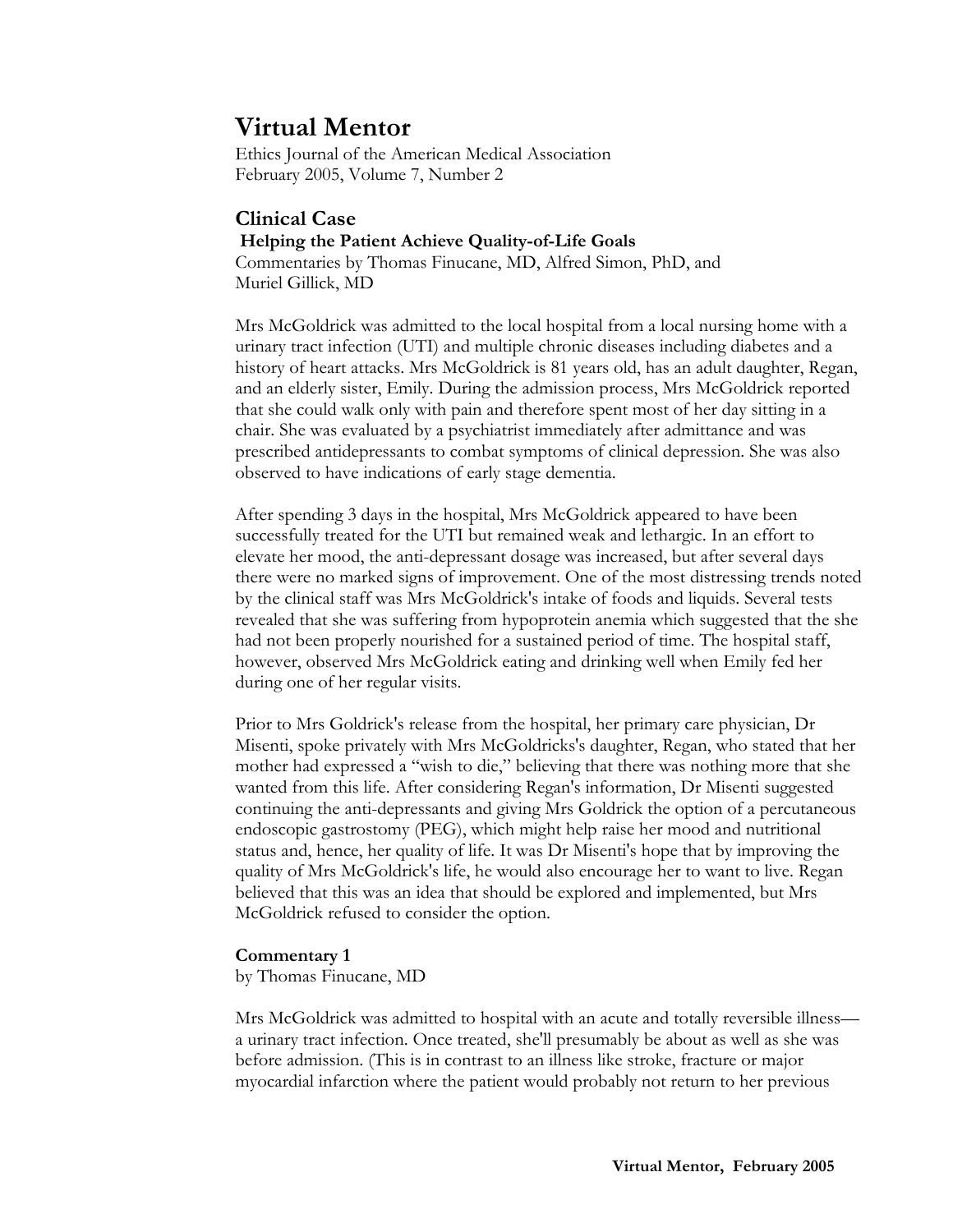# Virtual Mentor

Ethics Journal of the American Medical Association
February 2005, Volume 7, Number 2

## Clinical Case

**Helping the Patient Achieve Quality-of-Life Goals**

Commentaries by Thomas Finucane, MD, Alfred Simon, PhD, and Muriel Gillick, MD

Mrs McGoldrick was admitted to the local hospital from a local nursing home with a urinary tract infection (UTI) and multiple chronic diseases including diabetes and a history of heart attacks. Mrs McGoldrick is 81 years old, has an adult daughter, Regan, and an elderly sister, Emily. During the admission process, Mrs McGoldrick reported that she could walk only with pain and therefore spent most of her day sitting in a chair. She was evaluated by a psychiatrist immediately after admittance and was prescribed antidepressants to combat symptoms of clinical depression. She was also observed to have indications of early stage dementia.

After spending 3 days in the hospital, Mrs McGoldrick appeared to have been successfully treated for the UTI but remained weak and lethargic. In an effort to elevate her mood, the anti-depressant dosage was increased, but after several days there were no marked signs of improvement. One of the most distressing trends noted by the clinical staff was Mrs McGoldrick's intake of foods and liquids. Several tests revealed that she was suffering from hypoprotein anemia which suggested that the she had not been properly nourished for a sustained period of time. The hospital staff, however, observed Mrs McGoldrick eating and drinking well when Emily fed her during one of her regular visits.

Prior to Mrs Goldrick's release from the hospital, her primary care physician, Dr Misenti, spoke privately with Mrs McGoldricks's daughter, Regan, who stated that her mother had expressed a "wish to die," believing that there was nothing more that she wanted from this life. After considering Regan's information, Dr Misenti suggested continuing the anti-depressants and giving Mrs Goldrick the option of a percutaneous endoscopic gastrostomy (PEG), which might help raise her mood and nutritional status and, hence, her quality of life. It was Dr Misenti's hope that by improving the quality of Mrs McGoldrick's life, he would also encourage her to want to live. Regan believed that this was an idea that should be explored and implemented, but Mrs McGoldrick refused to consider the option.

### Commentary 1

by Thomas Finucane, MD

Mrs McGoldrick was admitted to hospital with an acute and totally reversible illness—a urinary tract infection. Once treated, she'll presumably be about as well as she was before admission. (This is in contrast to an illness like stroke, fracture or major myocardial infarction where the patient would probably not return to her previous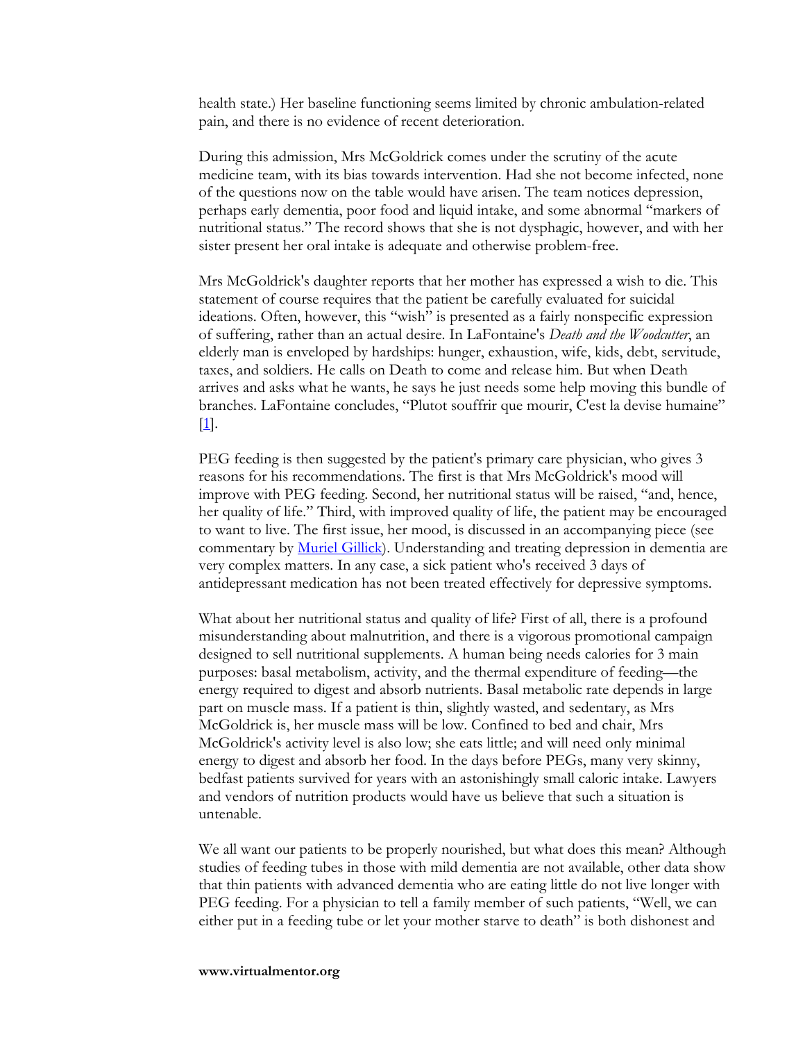health state.) Her baseline functioning seems limited by chronic ambulation-related pain, and there is no evidence of recent deterioration.

During this admission, Mrs McGoldrick comes under the scrutiny of the acute medicine team, with its bias towards intervention. Had she not become infected, none of the questions now on the table would have arisen. The team notices depression, perhaps early dementia, poor food and liquid intake, and some abnormal "markers of nutritional status." The record shows that she is not dysphagic, however, and with her sister present her oral intake is adequate and otherwise problem-free.

Mrs McGoldrick's daughter reports that her mother has expressed a wish to die. This statement of course requires that the patient be carefully evaluated for suicidal ideations. Often, however, this "wish" is presented as a fairly nonspecific expression of suffering, rather than an actual desire. In LaFontaine's *Death and the Woodcutter*, an elderly man is enveloped by hardships: hunger, exhaustion, wife, kids, debt, servitude, taxes, and soldiers. He calls on Death to come and release him. But when Death arrives and asks what he wants, he says he just needs some help moving this bundle of branches. LaFontaine concludes, "Plutot souffrir que mourir, C'est la devise humaine" [1].

PEG feeding is then suggested by the patient's primary care physician, who gives 3 reasons for his recommendations. The first is that Mrs McGoldrick's mood will improve with PEG feeding. Second, her nutritional status will be raised, "and, hence, her quality of life." Third, with improved quality of life, the patient may be encouraged to want to live. The first issue, her mood, is discussed in an accompanying piece (see commentary by Muriel Gillick). Understanding and treating depression in dementia are very complex matters. In any case, a sick patient who's received 3 days of antidepressant medication has not been treated effectively for depressive symptoms.

What about her nutritional status and quality of life? First of all, there is a profound misunderstanding about malnutrition, and there is a vigorous promotional campaign designed to sell nutritional supplements. A human being needs calories for 3 main purposes: basal metabolism, activity, and the thermal expenditure of feeding—the energy required to digest and absorb nutrients. Basal metabolic rate depends in large part on muscle mass. If a patient is thin, slightly wasted, and sedentary, as Mrs McGoldrick is, her muscle mass will be low. Confined to bed and chair, Mrs McGoldrick's activity level is also low; she eats little; and will need only minimal energy to digest and absorb her food. In the days before PEGs, many very skinny, bedfast patients survived for years with an astonishingly small caloric intake. Lawyers and vendors of nutrition products would have us believe that such a situation is untenable.

We all want our patients to be properly nourished, but what does this mean? Although studies of feeding tubes in those with mild dementia are not available, other data show that thin patients with advanced dementia who are eating little do not live longer with PEG feeding. For a physician to tell a family member of such patients, "Well, we can either put in a feeding tube or let your mother starve to death" is both dishonest and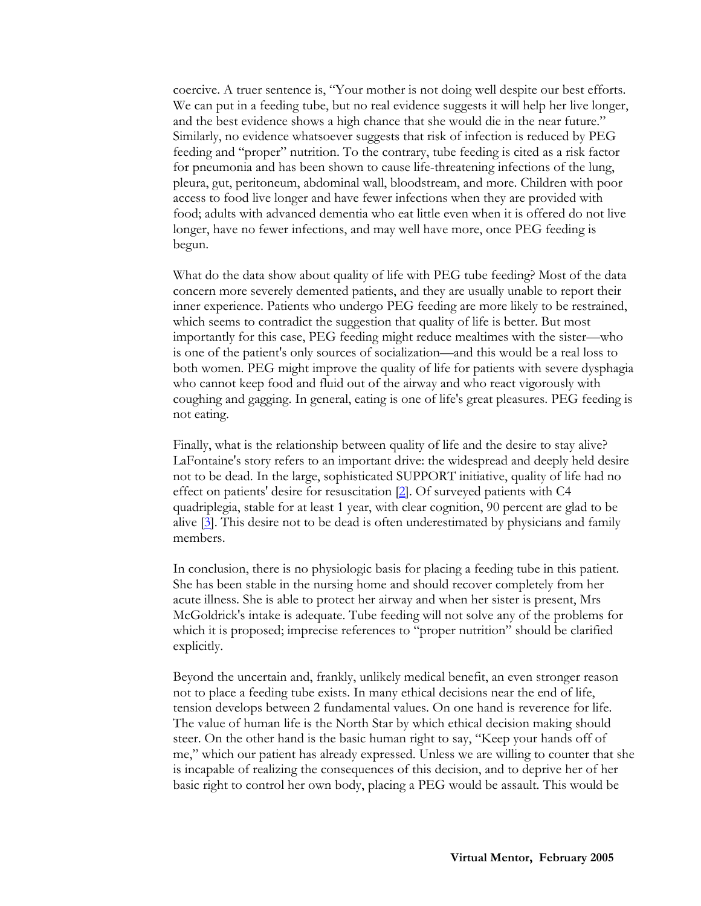coercive. A truer sentence is, "Your mother is not doing well despite our best efforts. We can put in a feeding tube, but no real evidence suggests it will help her live longer, and the best evidence shows a high chance that she would die in the near future." Similarly, no evidence whatsoever suggests that risk of infection is reduced by PEG feeding and "proper" nutrition. To the contrary, tube feeding is cited as a risk factor for pneumonia and has been shown to cause life-threatening infections of the lung, pleura, gut, peritoneum, abdominal wall, bloodstream, and more. Children with poor access to food live longer and have fewer infections when they are provided with food; adults with advanced dementia who eat little even when it is offered do not live longer, have no fewer infections, and may well have more, once PEG feeding is begun.

What do the data show about quality of life with PEG tube feeding? Most of the data concern more severely demented patients, and they are usually unable to report their inner experience. Patients who undergo PEG feeding are more likely to be restrained, which seems to contradict the suggestion that quality of life is better. But most importantly for this case, PEG feeding might reduce mealtimes with the sister—who is one of the patient's only sources of socialization—and this would be a real loss to both women. PEG might improve the quality of life for patients with severe dysphagia who cannot keep food and fluid out of the airway and who react vigorously with coughing and gagging. In general, eating is one of life's great pleasures. PEG feeding is not eating.

Finally, what is the relationship between quality of life and the desire to stay alive? LaFontaine's story refers to an important drive: the widespread and deeply held desire not to be dead. In the large, sophisticated SUPPORT initiative, quality of life had no effect on patients' desire for resuscitation [2]. Of surveyed patients with C4 quadriplegia, stable for at least 1 year, with clear cognition, 90 percent are glad to be alive [3]. This desire not to be dead is often underestimated by physicians and family members.

In conclusion, there is no physiologic basis for placing a feeding tube in this patient. She has been stable in the nursing home and should recover completely from her acute illness. She is able to protect her airway and when her sister is present, Mrs McGoldrick's intake is adequate. Tube feeding will not solve any of the problems for which it is proposed; imprecise references to "proper nutrition" should be clarified explicitly.

Beyond the uncertain and, frankly, unlikely medical benefit, an even stronger reason not to place a feeding tube exists. In many ethical decisions near the end of life, tension develops between 2 fundamental values. On one hand is reverence for life. The value of human life is the North Star by which ethical decision making should steer. On the other hand is the basic human right to say, "Keep your hands off of me," which our patient has already expressed. Unless we are willing to counter that she is incapable of realizing the consequences of this decision, and to deprive her of her basic right to control her own body, placing a PEG would be assault. This would be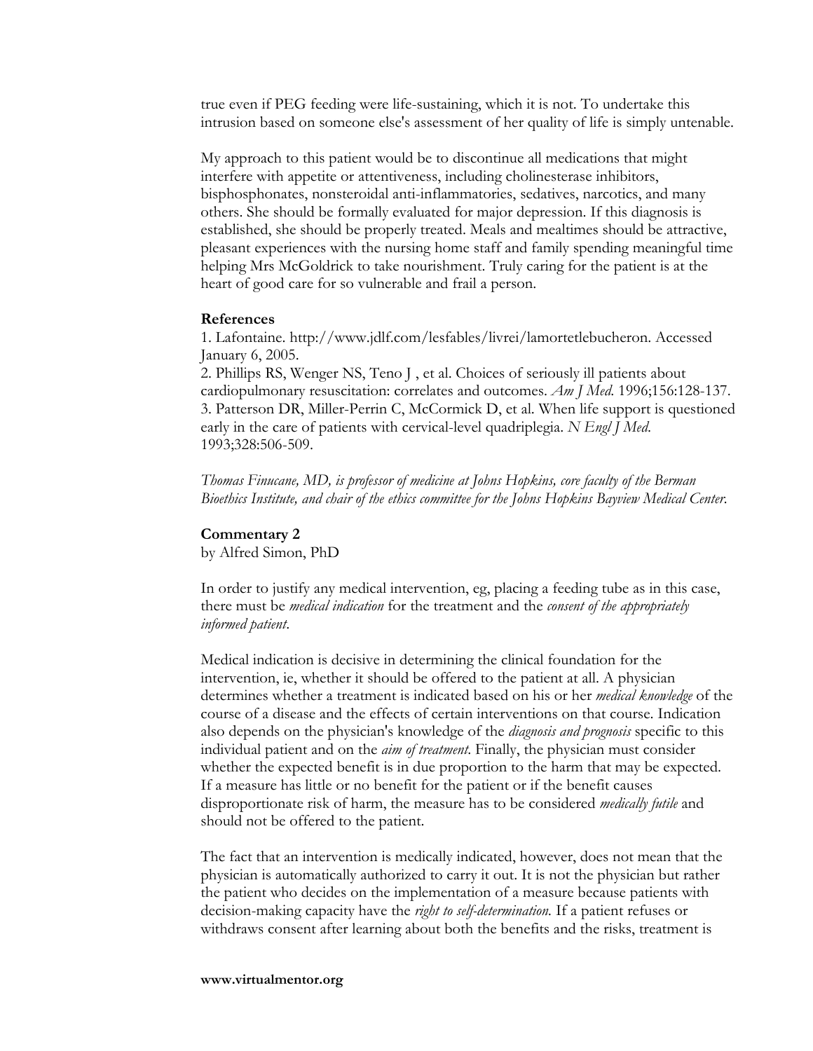true even if PEG feeding were life-sustaining, which it is not. To undertake this intrusion based on someone else's assessment of her quality of life is simply untenable.

My approach to this patient would be to discontinue all medications that might interfere with appetite or attentiveness, including cholinesterase inhibitors, bisphosphonates, nonsteroidal anti-inflammatories, sedatives, narcotics, and many others. She should be formally evaluated for major depression. If this diagnosis is established, she should be properly treated. Meals and mealtimes should be attractive, pleasant experiences with the nursing home staff and family spending meaningful time helping Mrs McGoldrick to take nourishment. Truly caring for the patient is at the heart of good care for so vulnerable and frail a person.

**References**

1. Lafontaine. http://www.jdlf.com/lesfables/livrei/lamortetlebucheron. Accessed January 6, 2005.
2. Phillips RS, Wenger NS, Teno J , et al. Choices of seriously ill patients about cardiopulmonary resuscitation: correlates and outcomes. *Am J Med.* 1996;156:128-137.
3. Patterson DR, Miller-Perrin C, McCormick D, et al. When life support is questioned early in the care of patients with cervical-level quadriplegia. *N Engl J Med.* 1993;328:506-509.

*Thomas Finucane, MD, is professor of medicine at Johns Hopkins, core faculty of the Berman Bioethics Institute, and chair of the ethics committee for the Johns Hopkins Bayview Medical Center.*

**Commentary 2**

by Alfred Simon, PhD

In order to justify any medical intervention, eg, placing a feeding tube as in this case, there must be *medical indication* for the treatment and the *consent of the appropriately informed patient*.

Medical indication is decisive in determining the clinical foundation for the intervention, ie, whether it should be offered to the patient at all. A physician determines whether a treatment is indicated based on his or her *medical knowledge* of the course of a disease and the effects of certain interventions on that course. Indication also depends on the physician's knowledge of the *diagnosis and prognosis* specific to this individual patient and on the *aim of treatment*. Finally, the physician must consider whether the expected benefit is in due proportion to the harm that may be expected. If a measure has little or no benefit for the patient or if the benefit causes disproportionate risk of harm, the measure has to be considered *medically futile* and should not be offered to the patient.

The fact that an intervention is medically indicated, however, does not mean that the physician is automatically authorized to carry it out. It is not the physician but rather the patient who decides on the implementation of a measure because patients with decision-making capacity have the *right to self-determination*. If a patient refuses or withdraws consent after learning about both the benefits and the risks, treatment is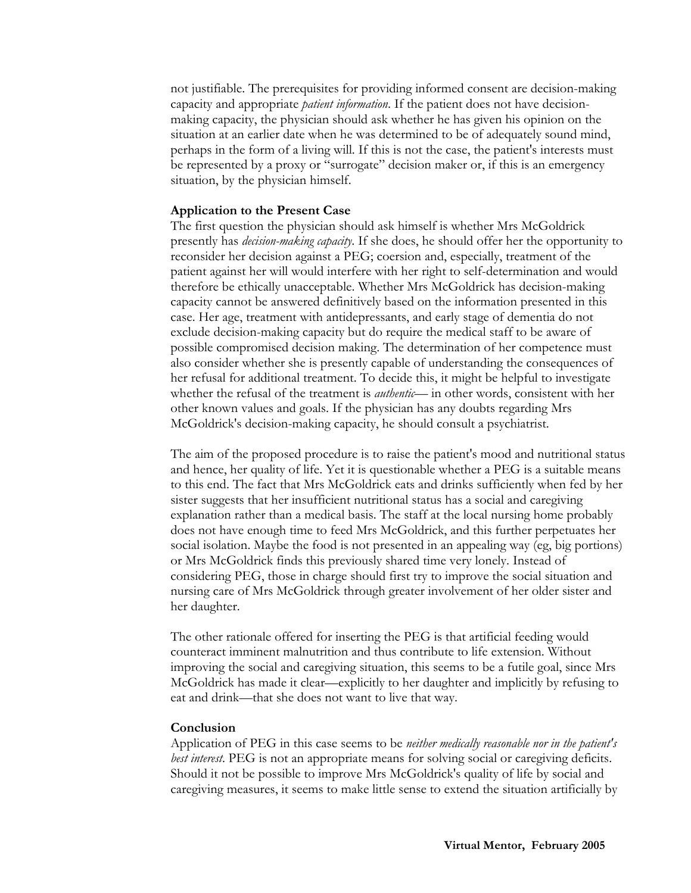not justifiable. The prerequisites for providing informed consent are decision-making capacity and appropriate *patient information*. If the patient does not have decision-making capacity, the physician should ask whether he has given his opinion on the situation at an earlier date when he was determined to be of adequately sound mind, perhaps in the form of a living will. If this is not the case, the patient's interests must be represented by a proxy or "surrogate" decision maker or, if this is an emergency situation, by the physician himself.

**Application to the Present Case**

The first question the physician should ask himself is whether Mrs McGoldrick presently has *decision-making capacity*. If she does, he should offer her the opportunity to reconsider her decision against a PEG; coersion and, especially, treatment of the patient against her will would interfere with her right to self-determination and would therefore be ethically unacceptable. Whether Mrs McGoldrick has decision-making capacity cannot be answered definitively based on the information presented in this case. Her age, treatment with antidepressants, and early stage of dementia do not exclude decision-making capacity but do require the medical staff to be aware of possible compromised decision making. The determination of her competence must also consider whether she is presently capable of understanding the consequences of her refusal for additional treatment. To decide this, it might be helpful to investigate whether the refusal of the treatment is *authentic*— in other words, consistent with her other known values and goals. If the physician has any doubts regarding Mrs McGoldrick's decision-making capacity, he should consult a psychiatrist.

The aim of the proposed procedure is to raise the patient's mood and nutritional status and hence, her quality of life. Yet it is questionable whether a PEG is a suitable means to this end. The fact that Mrs McGoldrick eats and drinks sufficiently when fed by her sister suggests that her insufficient nutritional status has a social and caregiving explanation rather than a medical basis. The staff at the local nursing home probably does not have enough time to feed Mrs McGoldrick, and this further perpetuates her social isolation. Maybe the food is not presented in an appealing way (eg, big portions) or Mrs McGoldrick finds this previously shared time very lonely. Instead of considering PEG, those in charge should first try to improve the social situation and nursing care of Mrs McGoldrick through greater involvement of her older sister and her daughter.

The other rationale offered for inserting the PEG is that artificial feeding would counteract imminent malnutrition and thus contribute to life extension. Without improving the social and caregiving situation, this seems to be a futile goal, since Mrs McGoldrick has made it clear—explicitly to her daughter and implicitly by refusing to eat and drink—that she does not want to live that way.

**Conclusion**

Application of PEG in this case seems to be *neither medically reasonable nor in the patient's best interest*. PEG is not an appropriate means for solving social or caregiving deficits. Should it not be possible to improve Mrs McGoldrick's quality of life by social and caregiving measures, it seems to make little sense to extend the situation artificially by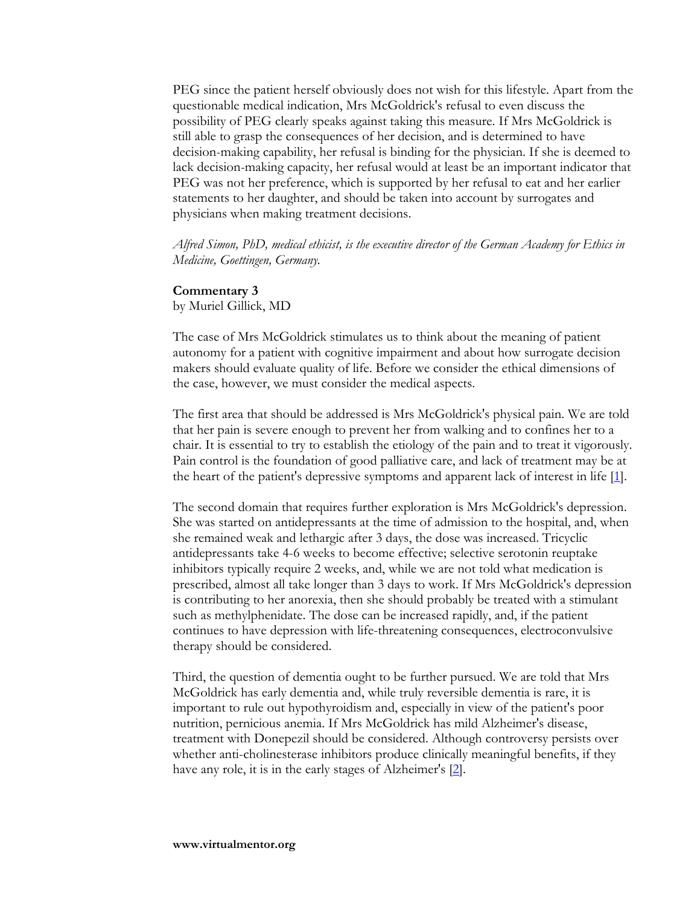PEG since the patient herself obviously does not wish for this lifestyle. Apart from the questionable medical indication, Mrs McGoldrick's refusal to even discuss the possibility of PEG clearly speaks against taking this measure. If Mrs McGoldrick is still able to grasp the consequences of her decision, and is determined to have decision-making capability, her refusal is binding for the physician. If she is deemed to lack decision-making capacity, her refusal would at least be an important indicator that PEG was not her preference, which is supported by her refusal to eat and her earlier statements to her daughter, and should be taken into account by surrogates and physicians when making treatment decisions.

*Alfred Simon, PhD, medical ethicist, is the executive director of the German Academy for Ethics in Medicine, Goettingen, Germany.*

**Commentary 3**
by Muriel Gillick, MD

The case of Mrs McGoldrick stimulates us to think about the meaning of patient autonomy for a patient with cognitive impairment and about how surrogate decision makers should evaluate quality of life. Before we consider the ethical dimensions of the case, however, we must consider the medical aspects.

The first area that should be addressed is Mrs McGoldrick's physical pain. We are told that her pain is severe enough to prevent her from walking and to confines her to a chair. It is essential to try to establish the etiology of the pain and to treat it vigorously. Pain control is the foundation of good palliative care, and lack of treatment may be at the heart of the patient's depressive symptoms and apparent lack of interest in life [1].

The second domain that requires further exploration is Mrs McGoldrick's depression. She was started on antidepressants at the time of admission to the hospital, and, when she remained weak and lethargic after 3 days, the dose was increased. Tricyclic antidepressants take 4-6 weeks to become effective; selective serotonin reuptake inhibitors typically require 2 weeks, and, while we are not told what medication is prescribed, almost all take longer than 3 days to work. If Mrs McGoldrick's depression is contributing to her anorexia, then she should probably be treated with a stimulant such as methylphenidate. The dose can be increased rapidly, and, if the patient continues to have depression with life-threatening consequences, electroconvulsive therapy should be considered.

Third, the question of dementia ought to be further pursued. We are told that Mrs McGoldrick has early dementia and, while truly reversible dementia is rare, it is important to rule out hypothyroidism and, especially in view of the patient's poor nutrition, pernicious anemia. If Mrs McGoldrick has mild Alzheimer's disease, treatment with Donepezil should be considered. Although controversy persists over whether anti-cholinesterase inhibitors produce clinically meaningful benefits, if they have any role, it is in the early stages of Alzheimer's [2].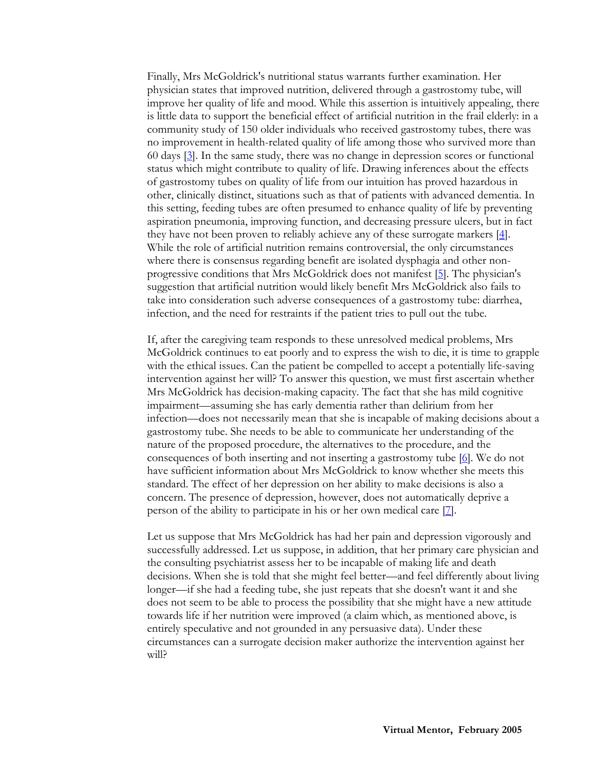Finally, Mrs McGoldrick's nutritional status warrants further examination. Her physician states that improved nutrition, delivered through a gastrostomy tube, will improve her quality of life and mood. While this assertion is intuitively appealing, there is little data to support the beneficial effect of artificial nutrition in the frail elderly: in a community study of 150 older individuals who received gastrostomy tubes, there was no improvement in health-related quality of life among those who survived more than 60 days [3]. In the same study, there was no change in depression scores or functional status which might contribute to quality of life. Drawing inferences about the effects of gastrostomy tubes on quality of life from our intuition has proved hazardous in other, clinically distinct, situations such as that of patients with advanced dementia. In this setting, feeding tubes are often presumed to enhance quality of life by preventing aspiration pneumonia, improving function, and decreasing pressure ulcers, but in fact they have not been proven to reliably achieve any of these surrogate markers [4]. While the role of artificial nutrition remains controversial, the only circumstances where there is consensus regarding benefit are isolated dysphagia and other non-progressive conditions that Mrs McGoldrick does not manifest [5]. The physician's suggestion that artificial nutrition would likely benefit Mrs McGoldrick also fails to take into consideration such adverse consequences of a gastrostomy tube: diarrhea, infection, and the need for restraints if the patient tries to pull out the tube.

If, after the caregiving team responds to these unresolved medical problems, Mrs McGoldrick continues to eat poorly and to express the wish to die, it is time to grapple with the ethical issues. Can the patient be compelled to accept a potentially life-saving intervention against her will? To answer this question, we must first ascertain whether Mrs McGoldrick has decision-making capacity. The fact that she has mild cognitive impairment—assuming she has early dementia rather than delirium from her infection—does not necessarily mean that she is incapable of making decisions about a gastrostomy tube. She needs to be able to communicate her understanding of the nature of the proposed procedure, the alternatives to the procedure, and the consequences of both inserting and not inserting a gastrostomy tube [6]. We do not have sufficient information about Mrs McGoldrick to know whether she meets this standard. The effect of her depression on her ability to make decisions is also a concern. The presence of depression, however, does not automatically deprive a person of the ability to participate in his or her own medical care [7].

Let us suppose that Mrs McGoldrick has had her pain and depression vigorously and successfully addressed. Let us suppose, in addition, that her primary care physician and the consulting psychiatrist assess her to be incapable of making life and death decisions. When she is told that she might feel better—and feel differently about living longer—if she had a feeding tube, she just repeats that she doesn't want it and she does not seem to be able to process the possibility that she might have a new attitude towards life if her nutrition were improved (a claim which, as mentioned above, is entirely speculative and not grounded in any persuasive data). Under these circumstances can a surrogate decision maker authorize the intervention against her will?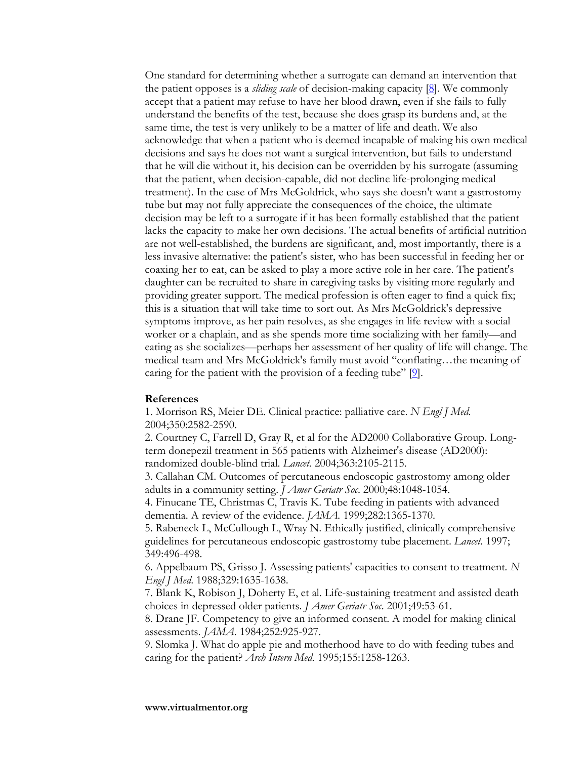One standard for determining whether a surrogate can demand an intervention that the patient opposes is a *sliding scale* of decision-making capacity [8]. We commonly accept that a patient may refuse to have her blood drawn, even if she fails to fully understand the benefits of the test, because she does grasp its burdens and, at the same time, the test is very unlikely to be a matter of life and death. We also acknowledge that when a patient who is deemed incapable of making his own medical decisions and says he does not want a surgical intervention, but fails to understand that he will die without it, his decision can be overridden by his surrogate (assuming that the patient, when decision-capable, did not decline life-prolonging medical treatment). In the case of Mrs McGoldrick, who says she doesn't want a gastrostomy tube but may not fully appreciate the consequences of the choice, the ultimate decision may be left to a surrogate if it has been formally established that the patient lacks the capacity to make her own decisions. The actual benefits of artificial nutrition are not well-established, the burdens are significant, and, most importantly, there is a less invasive alternative: the patient's sister, who has been successful in feeding her or coaxing her to eat, can be asked to play a more active role in her care. The patient's daughter can be recruited to share in caregiving tasks by visiting more regularly and providing greater support. The medical profession is often eager to find a quick fix; this is a situation that will take time to sort out. As Mrs McGoldrick's depressive symptoms improve, as her pain resolves, as she engages in life review with a social worker or a chaplain, and as she spends more time socializing with her family—and eating as she socializes—perhaps her assessment of her quality of life will change. The medical team and Mrs McGoldrick's family must avoid "conflating…the meaning of caring for the patient with the provision of a feeding tube" [9].

**References**

1. Morrison RS, Meier DE. Clinical practice: palliative care. *N Engl J Med.* 2004;350:2582-2590.
2. Courtney C, Farrell D, Gray R, et al for the AD2000 Collaborative Group. Long-term donepezil treatment in 565 patients with Alzheimer's disease (AD2000): randomized double-blind trial. *Lancet.* 2004;363:2105-2115.
3. Callahan CM. Outcomes of percutaneous endoscopic gastrostomy among older adults in a community setting. *J Amer Geriatr Soc.* 2000;48:1048-1054.
4. Finucane TE, Christmas C, Travis K. Tube feeding in patients with advanced dementia. A review of the evidence. *JAMA.* 1999;282:1365-1370.
5. Rabeneck L, McCullough L, Wray N. Ethically justified, clinically comprehensive guidelines for percutaneous endoscopic gastrostomy tube placement. *Lancet.* 1997; 349:496-498.
6. Appelbaum PS, Grisso J. Assessing patients' capacities to consent to treatment. *N Engl J Med.* 1988;329:1635-1638.
7. Blank K, Robison J, Doherty E, et al. Life-sustaining treatment and assisted death choices in depressed older patients. *J Amer Geriatr Soc.* 2001;49:53-61.
8. Drane JF. Competency to give an informed consent. A model for making clinical assessments. *JAMA.* 1984;252:925-927.
9. Slomka J. What do apple pie and motherhood have to do with feeding tubes and caring for the patient? *Arch Intern Med.* 1995;155:1258-1263.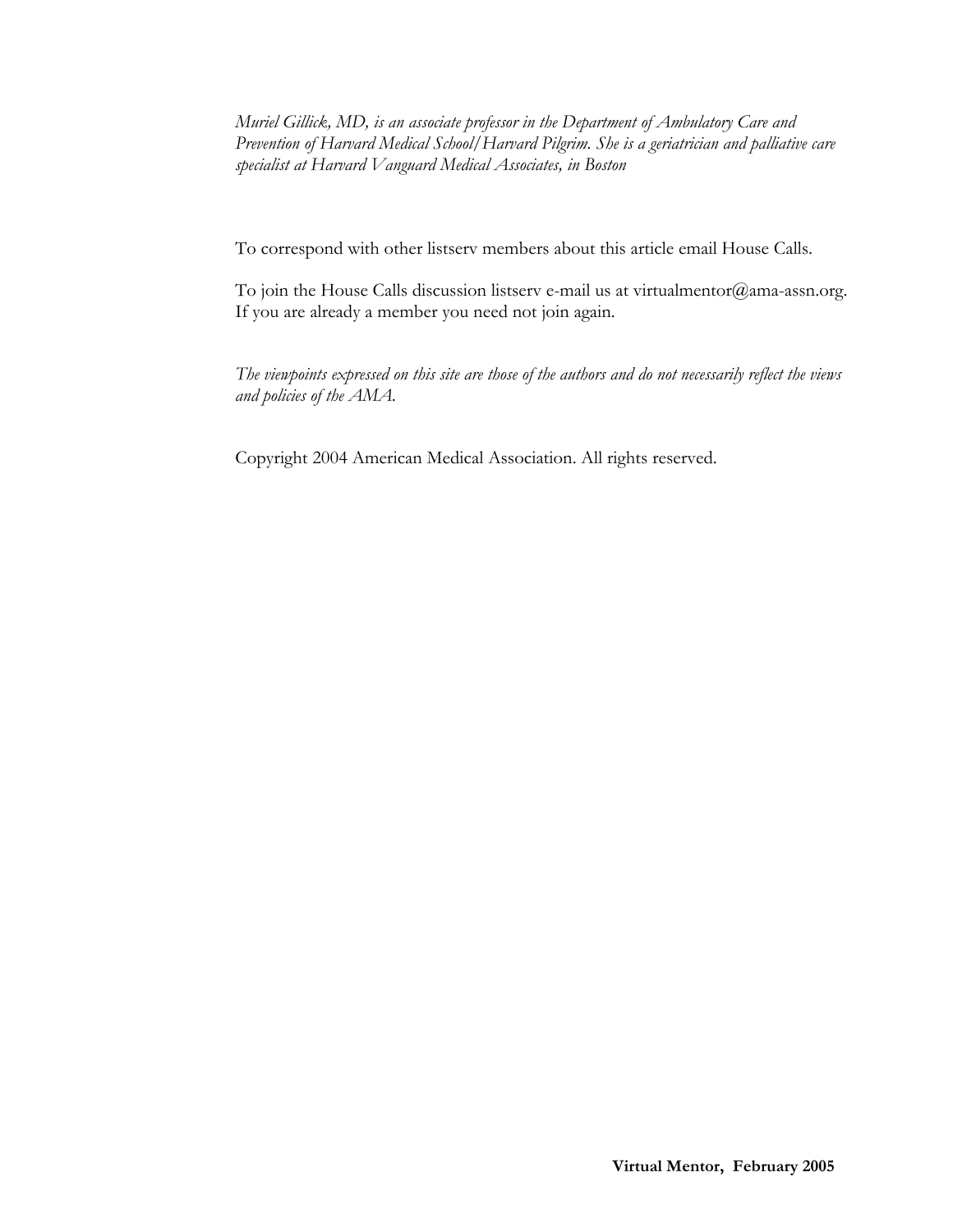*Muriel Gillick, MD, is an associate professor in the Department of Ambulatory Care and Prevention of Harvard Medical School/Harvard Pilgrim. She is a geriatrician and palliative care specialist at Harvard Vanguard Medical Associates, in Boston*

To correspond with other listserv members about this article email House Calls.

To join the House Calls discussion listserv e-mail us at virtualmentor@ama-assn.org. If you are already a member you need not join again.

*The viewpoints expressed on this site are those of the authors and do not necessarily reflect the views and policies of the AMA.*

Copyright 2004 American Medical Association. All rights reserved.